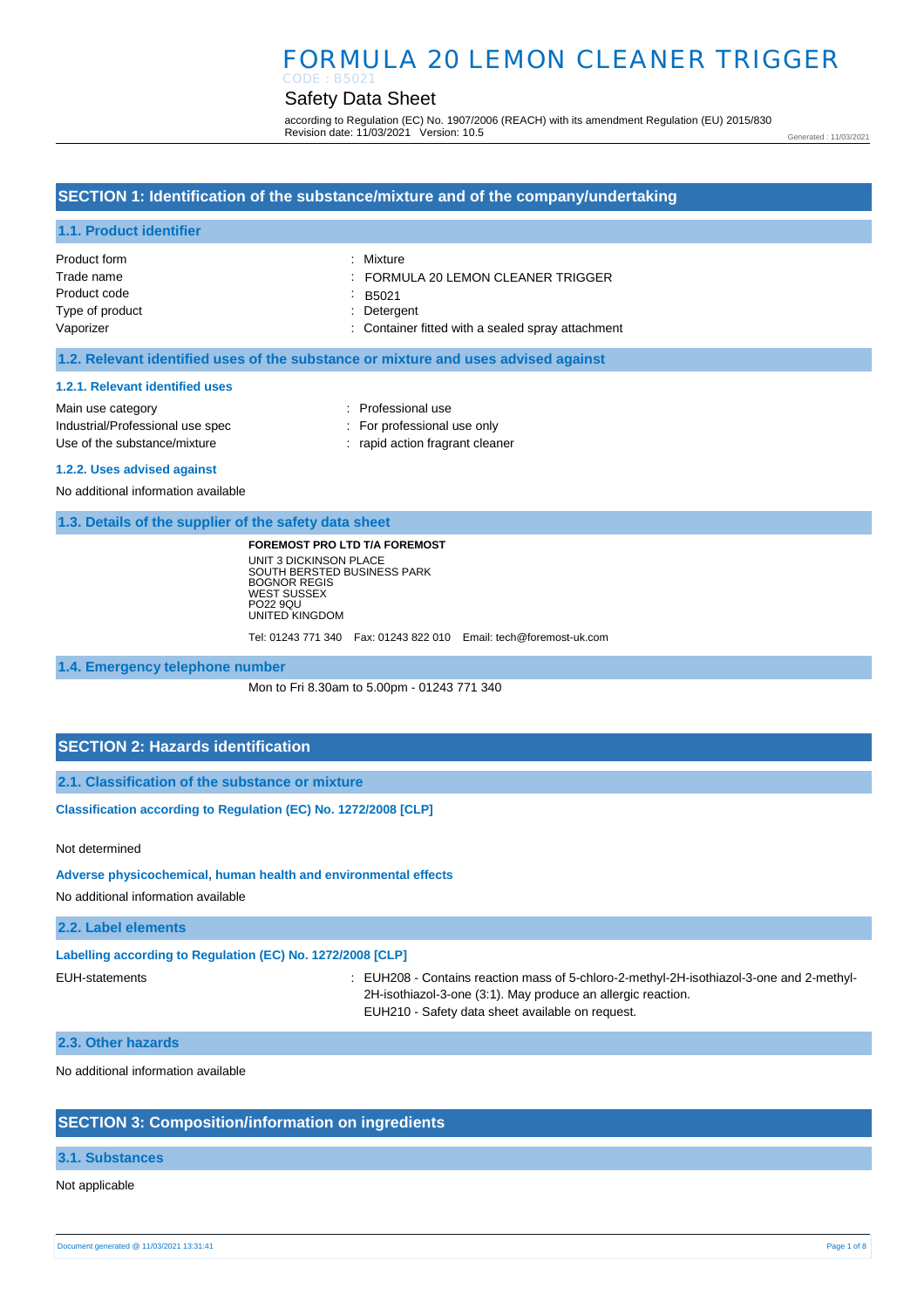# FORMULA 20 LEMON CLEANER TRIGGER

CODE : B5021

## Safety Data Sheet

according to Regulation (EC) No. 1907/2006 (REACH) with its amendment Regulation (EU) 2015/830
Revision date: 11/03/2021 Version: 10.5

Generated : 11/03/2021

## SECTION 1: Identification of the substance/mixture and of the company/undertaking

### 1.1. Product identifier

| | |
|---|---|
| Product form | : Mixture |
| Trade name | : FORMULA 20 LEMON CLEANER TRIGGER |
| Product code | : B5021 |
| Type of product | : Detergent |
| Vaporizer | : Container fitted with a sealed spray attachment |

### 1.2. Relevant identified uses of the substance or mixture and uses advised against

#### 1.2.1. Relevant identified uses

| | |
|---|---|
| Main use category | : Professional use |
| Industrial/Professional use spec | : For professional use only |
| Use of the substance/mixture | : rapid action fragrant cleaner |

#### 1.2.2. Uses advised against

No additional information available

### 1.3. Details of the supplier of the safety data sheet

**FOREMOST PRO LTD T/A FOREMOST**
UNIT 3 DICKINSON PLACE
SOUTH BERSTED BUSINESS PARK
BOGNOR REGIS
WEST SUSSEX
PO22 9QU
UNITED KINGDOM

Tel: 01243 771 340 Fax: 01243 822 010 Email: tech@foremost-uk.com

### 1.4. Emergency telephone number

Mon to Fri 8.30am to 5.00pm - 01243 771 340

## SECTION 2: Hazards identification

### 2.1. Classification of the substance or mixture

**Classification according to Regulation (EC) No. 1272/2008 [CLP]**

Not determined

**Adverse physicochemical, human health and environmental effects**

No additional information available

### 2.2. Label elements

**Labelling according to Regulation (EC) No. 1272/2008 [CLP]**

EUH-statements : EUH208 - Contains reaction mass of 5-chloro-2-methyl-2H-isothiazol-3-one and 2-methyl-2H-isothiazol-3-one (3:1). May produce an allergic reaction.
EUH210 - Safety data sheet available on request.

### 2.3. Other hazards

No additional information available

## SECTION 3: Composition/information on ingredients

### 3.1. Substances

Not applicable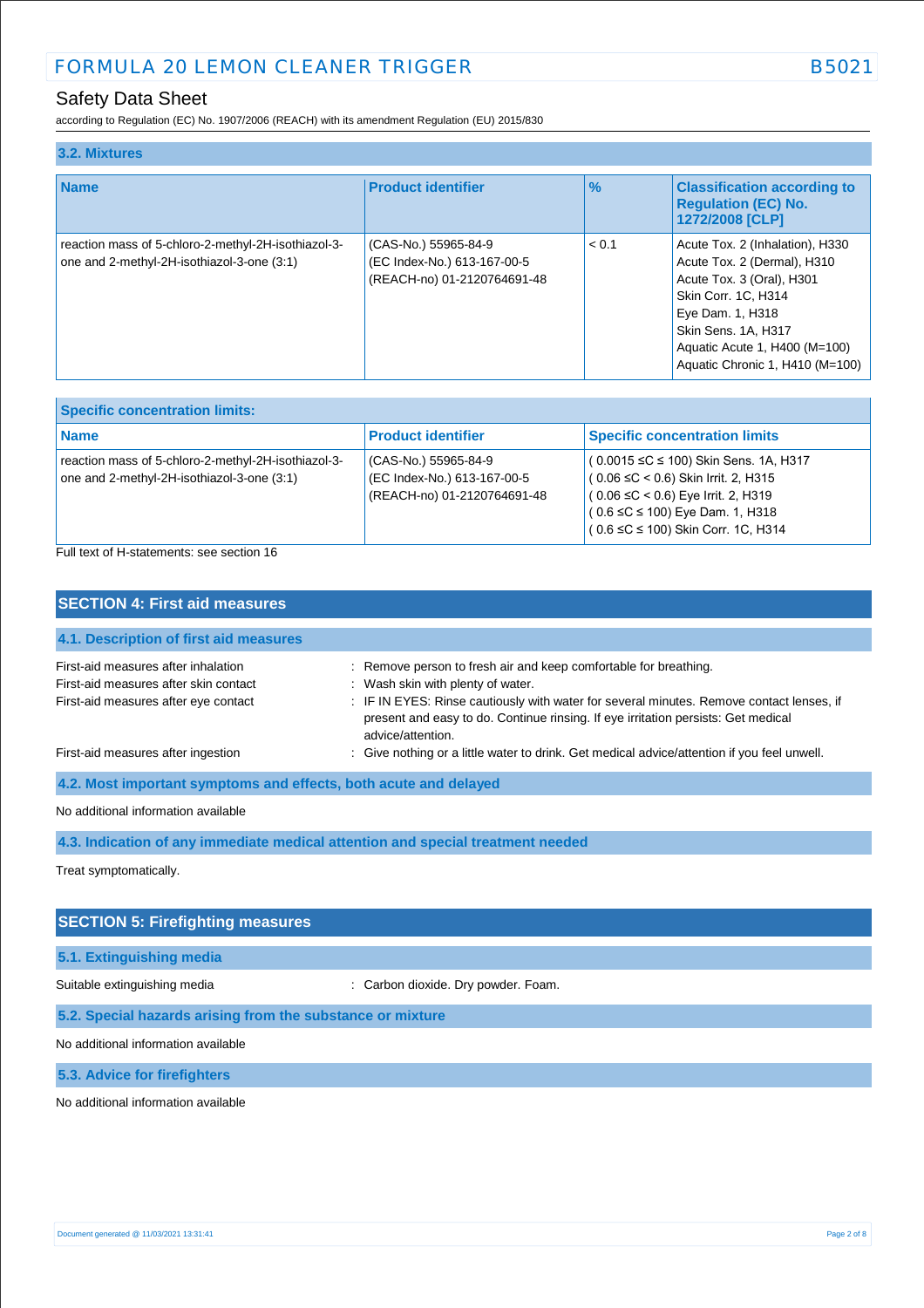### 3.2. Mixtures

| Name | Product identifier | % | Classification according to Regulation (EC) No. 1272/2008 [CLP] |
|---|---|---|---|
| reaction mass of 5-chloro-2-methyl-2H-isothiazol-3-one and 2-methyl-2H-isothiazol-3-one (3:1) | (CAS-No.) 55965-84-9<br>(EC Index-No.) 613-167-00-5<br>(REACH-no) 01-2120764691-48 | < 0.1 | Acute Tox. 2 (Inhalation), H330<br>Acute Tox. 2 (Dermal), H310<br>Acute Tox. 3 (Oral), H301<br>Skin Corr. 1C, H314<br>Eye Dam. 1, H318<br>Skin Sens. 1A, H317<br>Aquatic Acute 1, H400 (M=100)<br>Aquatic Chronic 1, H410 (M=100) |

| Specific concentration limits: | | |
|---|---|---|
| **Name** | **Product identifier** | **Specific concentration limits** |
| reaction mass of 5-chloro-2-methyl-2H-isothiazol-3-one and 2-methyl-2H-isothiazol-3-one (3:1) | (CAS-No.) 55965-84-9<br>(EC Index-No.) 613-167-00-5<br>(REACH-no) 01-2120764691-48 | ( 0.0015 ≤C ≤ 100) Skin Sens. 1A, H317<br>( 0.06 ≤C < 0.6) Skin Irrit. 2, H315<br>( 0.06 ≤C < 0.6) Eye Irrit. 2, H319<br>( 0.6 ≤C ≤ 100) Eye Dam. 1, H318<br>( 0.6 ≤C ≤ 100) Skin Corr. 1C, H314 |

Full text of H-statements: see section 16

## SECTION 4: First aid measures

### 4.1. Description of first aid measures

First-aid measures after inhalation : Remove person to fresh air and keep comfortable for breathing.

First-aid measures after skin contact : Wash skin with plenty of water.

First-aid measures after eye contact : IF IN EYES: Rinse cautiously with water for several minutes. Remove contact lenses, if present and easy to do. Continue rinsing. If eye irritation persists: Get medical advice/attention.

First-aid measures after ingestion : Give nothing or a little water to drink. Get medical advice/attention if you feel unwell.

### 4.2. Most important symptoms and effects, both acute and delayed

No additional information available

### 4.3. Indication of any immediate medical attention and special treatment needed

Treat symptomatically.

## SECTION 5: Firefighting measures

### 5.1. Extinguishing media

Suitable extinguishing media : Carbon dioxide. Dry powder. Foam.

### 5.2. Special hazards arising from the substance or mixture

No additional information available

### 5.3. Advice for firefighters

No additional information available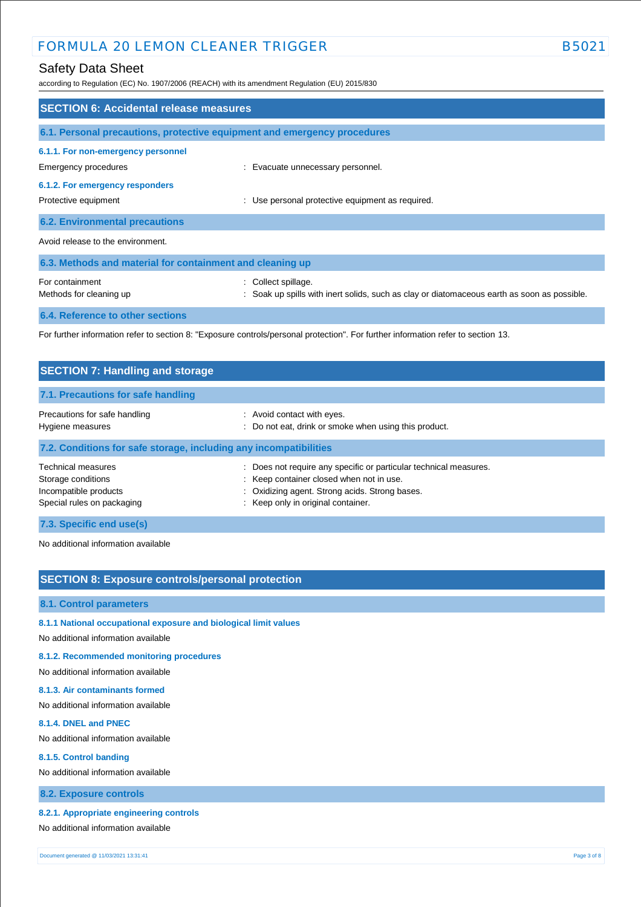## SECTION 6: Accidental release measures

### 6.1. Personal precautions, protective equipment and emergency procedures

#### 6.1.1. For non-emergency personnel

Emergency procedures : Evacuate unnecessary personnel.

#### 6.1.2. For emergency responders

Protective equipment : Use personal protective equipment as required.

### 6.2. Environmental precautions

Avoid release to the environment.

### 6.3. Methods and material for containment and cleaning up

For containment : Collect spillage.

Methods for cleaning up : Soak up spills with inert solids, such as clay or diatomaceous earth as soon as possible.

### 6.4. Reference to other sections

For further information refer to section 8: "Exposure controls/personal protection". For further information refer to section 13.

## SECTION 7: Handling and storage

### 7.1. Precautions for safe handling

Precautions for safe handling : Avoid contact with eyes.

Hygiene measures : Do not eat, drink or smoke when using this product.

### 7.2. Conditions for safe storage, including any incompatibilities

Technical measures : Does not require any specific or particular technical measures.

Storage conditions : Keep container closed when not in use.

Incompatible products : Oxidizing agent. Strong acids. Strong bases.

Special rules on packaging : Keep only in original container.

### 7.3. Specific end use(s)

No additional information available

## SECTION 8: Exposure controls/personal protection

### 8.1. Control parameters

#### 8.1.1 National occupational exposure and biological limit values

No additional information available

#### 8.1.2. Recommended monitoring procedures

No additional information available

#### 8.1.3. Air contaminants formed

No additional information available

#### 8.1.4. DNEL and PNEC

No additional information available

#### 8.1.5. Control banding

No additional information available

### 8.2. Exposure controls

#### 8.2.1. Appropriate engineering controls

No additional information available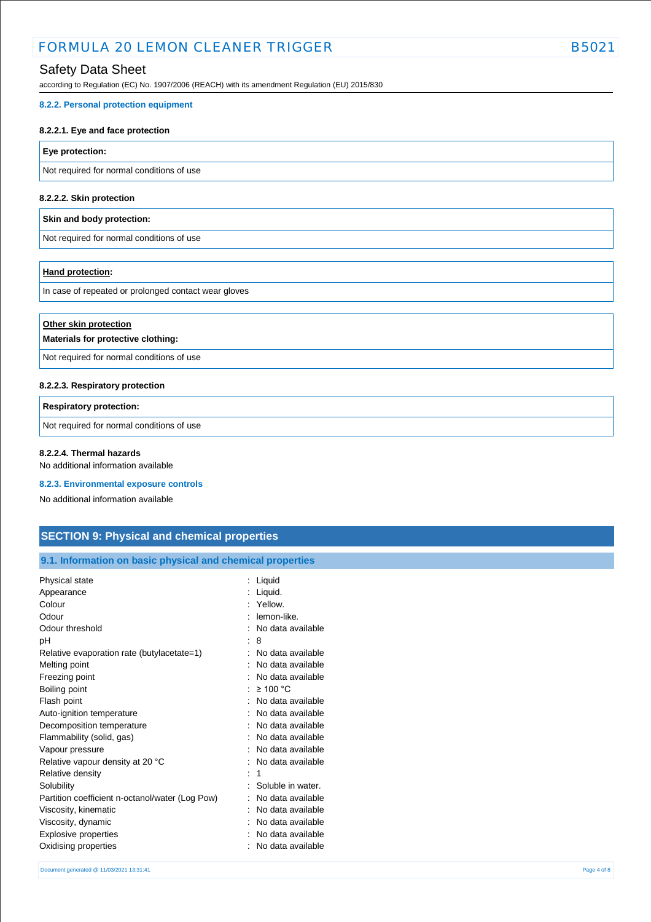#### 8.2.2. Personal protection equipment

##### 8.2.2.1. Eye and face protection

| **Eye protection:** |
|---|
| Not required for normal conditions of use |

##### 8.2.2.2. Skin protection

| **Skin and body protection:** |
|---|
| Not required for normal conditions of use |

| **Hand protection:** |
|---|
| In case of repeated or prolonged contact wear gloves |

| **Other skin protection** <br> **Materials for protective clothing:** |
|---|
| Not required for normal conditions of use |

##### 8.2.2.3. Respiratory protection

| **Respiratory protection:** |
|---|
| Not required for normal conditions of use |

##### 8.2.2.4. Thermal hazards

No additional information available

#### 8.2.3. Environmental exposure controls

No additional information available

## SECTION 9: Physical and chemical properties

### 9.1. Information on basic physical and chemical properties

| | |
|---|---|
| Physical state | : Liquid |
| Appearance | : Liquid. |
| Colour | : Yellow. |
| Odour | : lemon-like. |
| Odour threshold | : No data available |
| pH | : 8 |
| Relative evaporation rate (butylacetate=1) | : No data available |
| Melting point | : No data available |
| Freezing point | : No data available |
| Boiling point | : ≥ 100 °C |
| Flash point | : No data available |
| Auto-ignition temperature | : No data available |
| Decomposition temperature | : No data available |
| Flammability (solid, gas) | : No data available |
| Vapour pressure | : No data available |
| Relative vapour density at 20 °C | : No data available |
| Relative density | : 1 |
| Solubility | : Soluble in water. |
| Partition coefficient n-octanol/water (Log Pow) | : No data available |
| Viscosity, kinematic | : No data available |
| Viscosity, dynamic | : No data available |
| Explosive properties | : No data available |
| Oxidising properties | : No data available |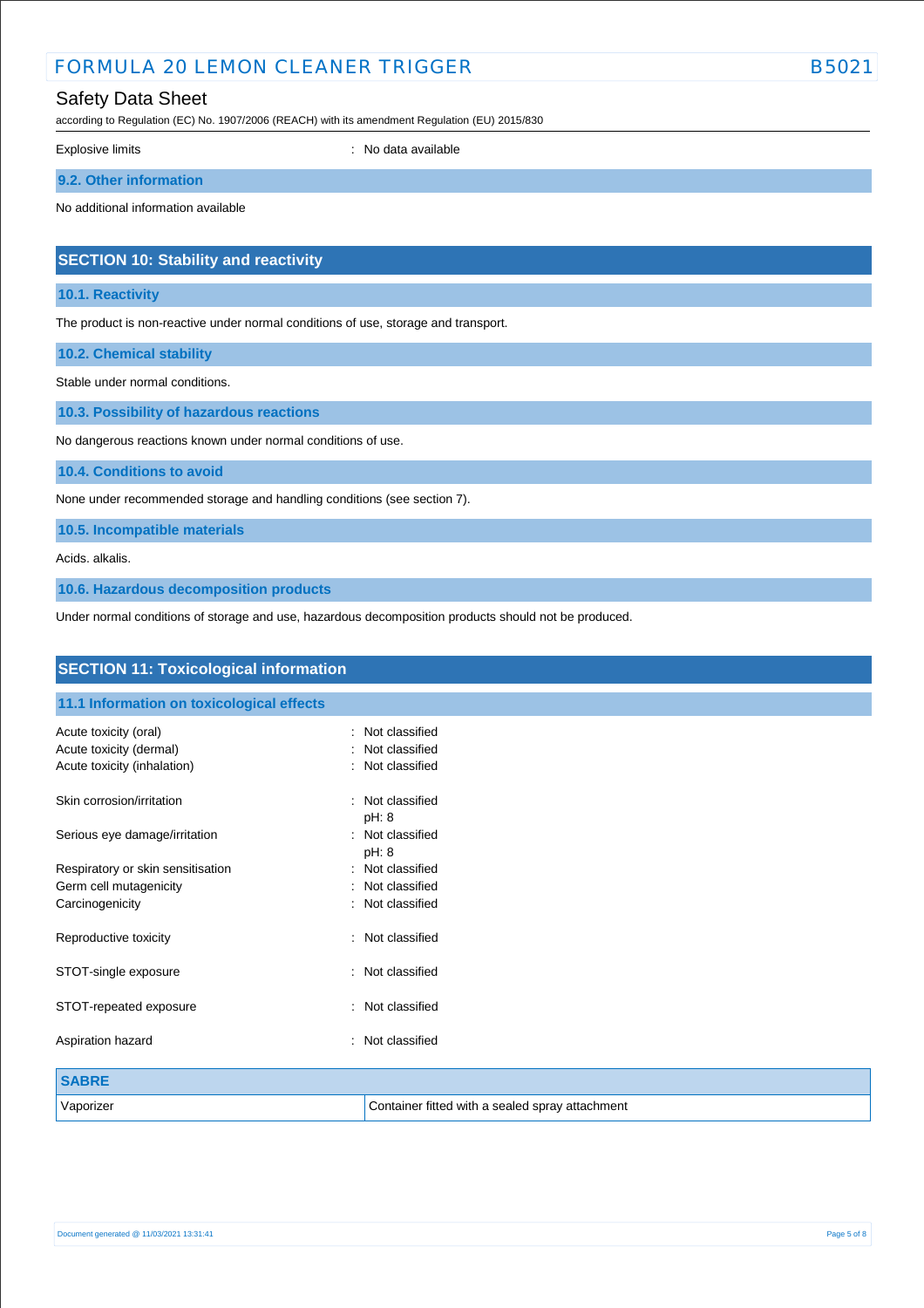| | |
|---|---|
| Explosive limits | : No data available |

### 9.2. Other information

No additional information available

## SECTION 10: Stability and reactivity

### 10.1. Reactivity

The product is non-reactive under normal conditions of use, storage and transport.

### 10.2. Chemical stability

Stable under normal conditions.

### 10.3. Possibility of hazardous reactions

No dangerous reactions known under normal conditions of use.

### 10.4. Conditions to avoid

None under recommended storage and handling conditions (see section 7).

### 10.5. Incompatible materials

Acids. alkalis.

### 10.6. Hazardous decomposition products

Under normal conditions of storage and use, hazardous decomposition products should not be produced.

## SECTION 11: Toxicological information

### 11.1 Information on toxicological effects

| | |
|---|---|
| Acute toxicity (oral) | : Not classified |
| Acute toxicity (dermal) | : Not classified |
| Acute toxicity (inhalation) | : Not classified |
| Skin corrosion/irritation | : Not classified<br>pH: 8 |
| Serious eye damage/irritation | : Not classified<br>pH: 8 |
| Respiratory or skin sensitisation | : Not classified |
| Germ cell mutagenicity | : Not classified |
| Carcinogenicity | : Not classified |
| Reproductive toxicity | : Not classified |
| STOT-single exposure | : Not classified |
| STOT-repeated exposure | : Not classified |
| Aspiration hazard | : Not classified |

| SABRE | |
|---|---|
| Vaporizer | Container fitted with a sealed spray attachment |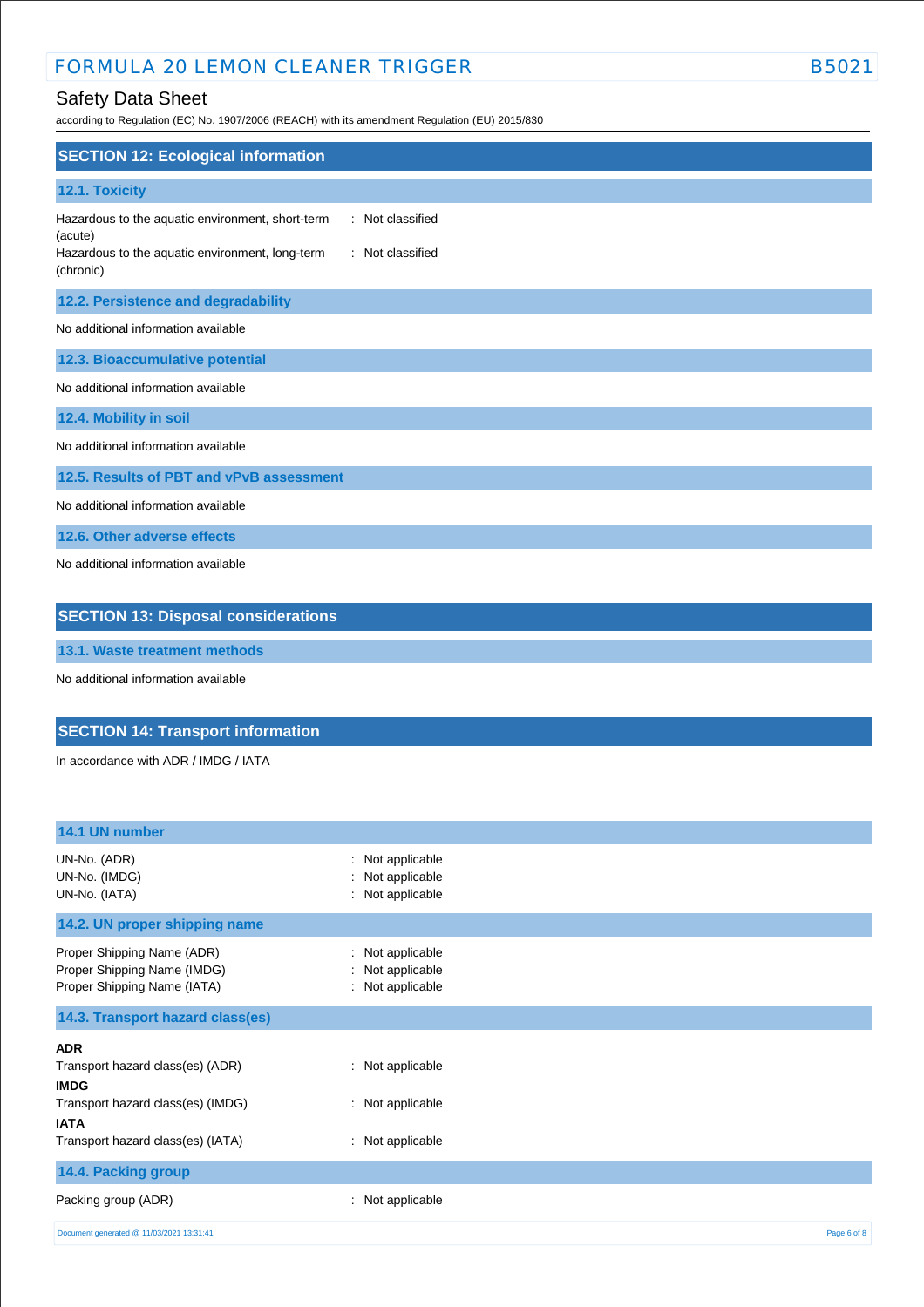## SECTION 12: Ecological information

### 12.1. Toxicity

Hazardous to the aquatic environment, short-term (acute) : Not classified

Hazardous to the aquatic environment, long-term (chronic) : Not classified

### 12.2. Persistence and degradability

No additional information available

### 12.3. Bioaccumulative potential

No additional information available

### 12.4. Mobility in soil

No additional information available

### 12.5. Results of PBT and vPvB assessment

No additional information available

### 12.6. Other adverse effects

No additional information available

## SECTION 13: Disposal considerations

### 13.1. Waste treatment methods

No additional information available

## SECTION 14: Transport information

In accordance with ADR / IMDG / IATA

### 14.1 UN number

UN-No. (ADR) : Not applicable

UN-No. (IMDG) : Not applicable

UN-No. (IATA) : Not applicable

### 14.2. UN proper shipping name

Proper Shipping Name (ADR) : Not applicable

Proper Shipping Name (IMDG) : Not applicable

Proper Shipping Name (IATA) : Not applicable

### 14.3. Transport hazard class(es)

**ADR**

Transport hazard class(es) (ADR) : Not applicable

**IMDG**

Transport hazard class(es) (IMDG) : Not applicable

**IATA**

Transport hazard class(es) (IATA) : Not applicable

### 14.4. Packing group

Packing group (ADR) : Not applicable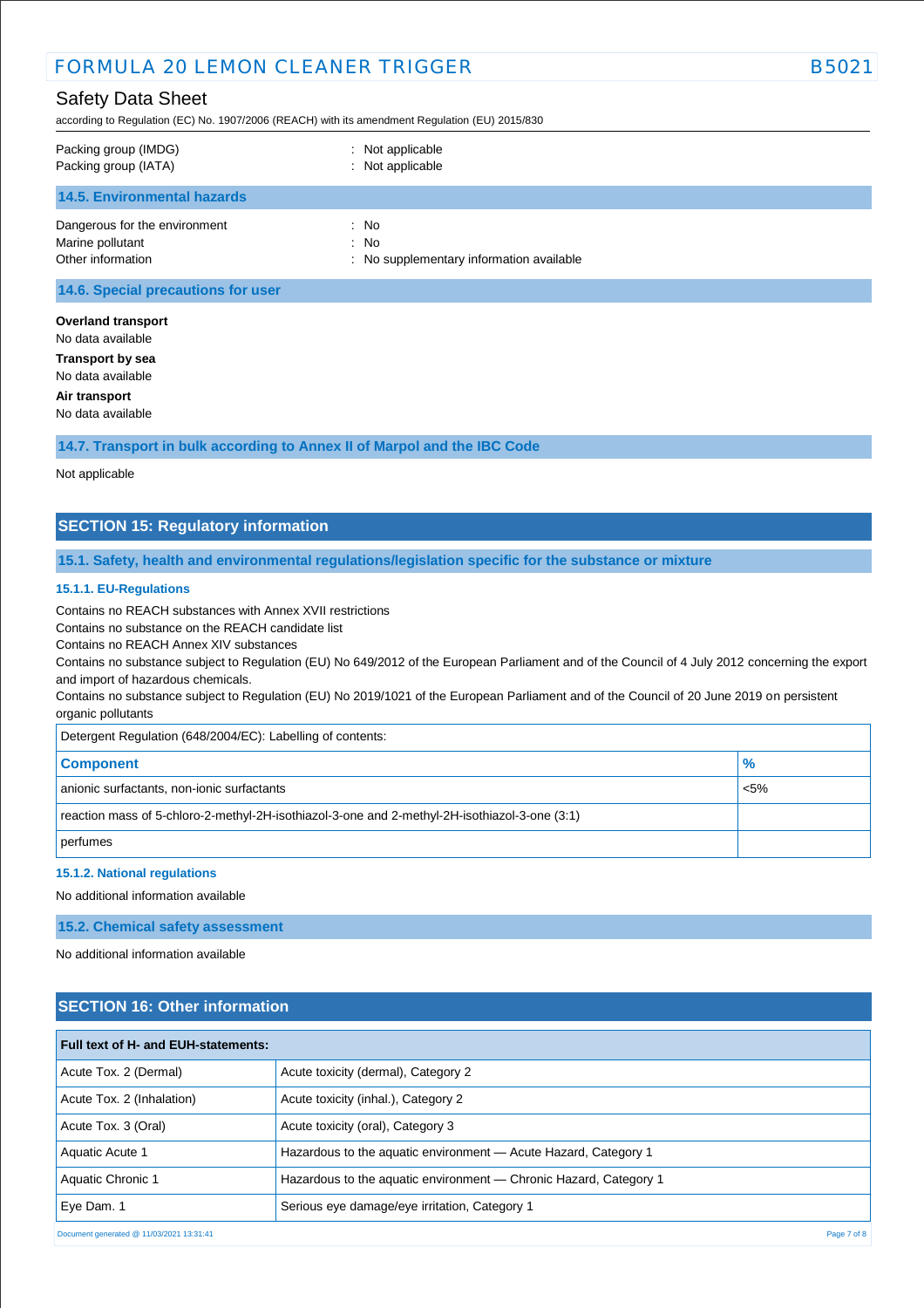| | |
|---|---|
| Packing group (IMDG) | : Not applicable |
| Packing group (IATA) | : Not applicable |

### 14.5. Environmental hazards

| | |
|---|---|
| Dangerous for the environment | : No |
| Marine pollutant | : No |
| Other information | : No supplementary information available |

### 14.6. Special precautions for user

**Overland transport**

No data available

**Transport by sea**

No data available

**Air transport**

No data available

### 14.7. Transport in bulk according to Annex II of Marpol and the IBC Code

Not applicable

## SECTION 15: Regulatory information

### 15.1. Safety, health and environmental regulations/legislation specific for the substance or mixture

#### 15.1.1. EU-Regulations

Contains no REACH substances with Annex XVII restrictions
Contains no substance on the REACH candidate list
Contains no REACH Annex XIV substances
Contains no substance subject to Regulation (EU) No 649/2012 of the European Parliament and of the Council of 4 July 2012 concerning the export and import of hazardous chemicals.
Contains no substance subject to Regulation (EU) No 2019/1021 of the European Parliament and of the Council of 20 June 2019 on persistent organic pollutants

Detergent Regulation (648/2004/EC): Labelling of contents:

| Component | % |
|---|---|
| anionic surfactants, non-ionic surfactants | <5% |
| reaction mass of 5-chloro-2-methyl-2H-isothiazol-3-one and 2-methyl-2H-isothiazol-3-one (3:1) | |
| perfumes | |

#### 15.1.2. National regulations

No additional information available

### 15.2. Chemical safety assessment

No additional information available

## SECTION 16: Other information

| Full text of H- and EUH-statements: | |
|---|---|
| Acute Tox. 2 (Dermal) | Acute toxicity (dermal), Category 2 |
| Acute Tox. 2 (Inhalation) | Acute toxicity (inhal.), Category 2 |
| Acute Tox. 3 (Oral) | Acute toxicity (oral), Category 3 |
| Aquatic Acute 1 | Hazardous to the aquatic environment — Acute Hazard, Category 1 |
| Aquatic Chronic 1 | Hazardous to the aquatic environment — Chronic Hazard, Category 1 |
| Eye Dam. 1 | Serious eye damage/eye irritation, Category 1 |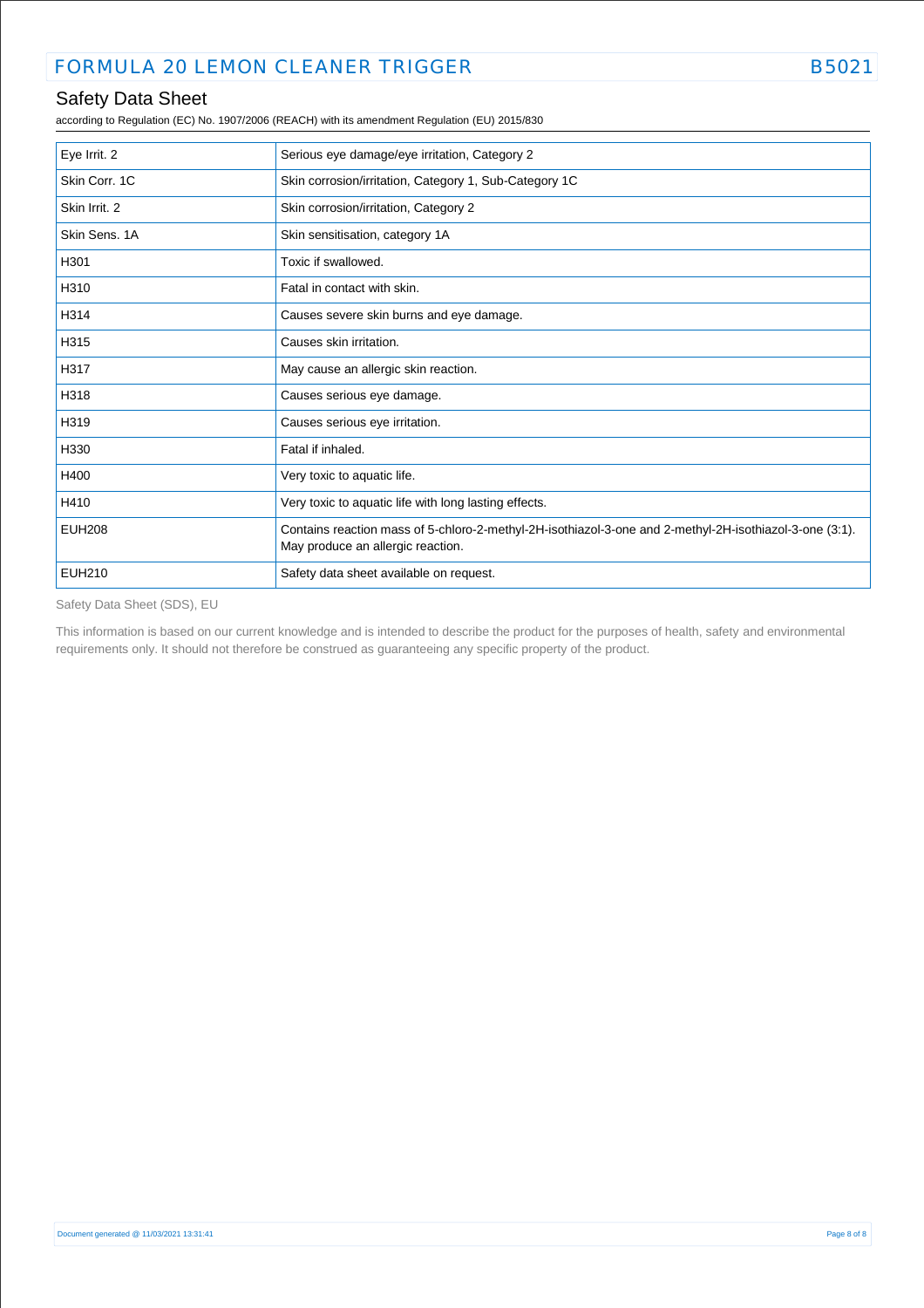| | |
|---|---|
| Eye Irrit. 2 | Serious eye damage/eye irritation, Category 2 |
| Skin Corr. 1C | Skin corrosion/irritation, Category 1, Sub-Category 1C |
| Skin Irrit. 2 | Skin corrosion/irritation, Category 2 |
| Skin Sens. 1A | Skin sensitisation, category 1A |
| H301 | Toxic if swallowed. |
| H310 | Fatal in contact with skin. |
| H314 | Causes severe skin burns and eye damage. |
| H315 | Causes skin irritation. |
| H317 | May cause an allergic skin reaction. |
| H318 | Causes serious eye damage. |
| H319 | Causes serious eye irritation. |
| H330 | Fatal if inhaled. |
| H400 | Very toxic to aquatic life. |
| H410 | Very toxic to aquatic life with long lasting effects. |
| EUH208 | Contains reaction mass of 5-chloro-2-methyl-2H-isothiazol-3-one and 2-methyl-2H-isothiazol-3-one (3:1). May produce an allergic reaction. |
| EUH210 | Safety data sheet available on request. |

Safety Data Sheet (SDS), EU

This information is based on our current knowledge and is intended to describe the product for the purposes of health, safety and environmental requirements only. It should not therefore be construed as guaranteeing any specific property of the product.